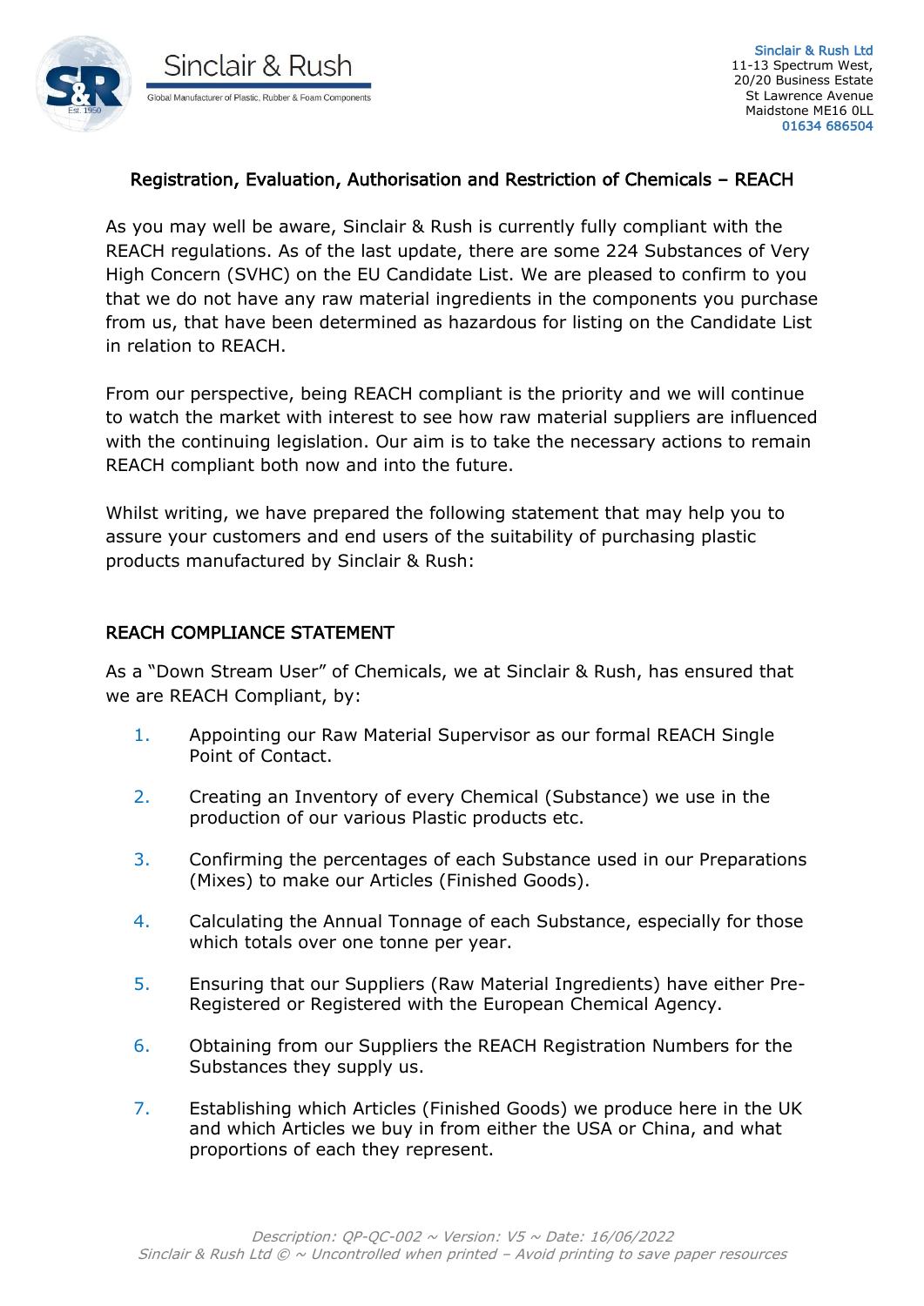Sinclair & Rush

Global Manufacturer of Plastic, Rubber & Foam Components

**Sinclair & Rush Ltd**
11-13 Spectrum West,
20/20 Business Estate
St Lawrence Avenue
Maidstone ME16 0LL
01634 686504

## Registration, Evaluation, Authorisation and Restriction of Chemicals – REACH

As you may well be aware, Sinclair & Rush is currently fully compliant with the REACH regulations. As of the last update, there are some 224 Substances of Very High Concern (SVHC) on the EU Candidate List. We are pleased to confirm to you that we do not have any raw material ingredients in the components you purchase from us, that have been determined as hazardous for listing on the Candidate List in relation to REACH.

From our perspective, being REACH compliant is the priority and we will continue to watch the market with interest to see how raw material suppliers are influenced with the continuing legislation. Our aim is to take the necessary actions to remain REACH compliant both now and into the future.

Whilst writing, we have prepared the following statement that may help you to assure your customers and end users of the suitability of purchasing plastic products manufactured by Sinclair & Rush:

## REACH COMPLIANCE STATEMENT

As a "Down Stream User" of Chemicals, we at Sinclair & Rush, has ensured that we are REACH Compliant, by:

1. Appointing our Raw Material Supervisor as our formal REACH Single Point of Contact.
2. Creating an Inventory of every Chemical (Substance) we use in the production of our various Plastic products etc.
3. Confirming the percentages of each Substance used in our Preparations (Mixes) to make our Articles (Finished Goods).
4. Calculating the Annual Tonnage of each Substance, especially for those which totals over one tonne per year.
5. Ensuring that our Suppliers (Raw Material Ingredients) have either Pre-Registered or Registered with the European Chemical Agency.
6. Obtaining from our Suppliers the REACH Registration Numbers for the Substances they supply us.
7. Establishing which Articles (Finished Goods) we produce here in the UK and which Articles we buy in from either the USA or China, and what proportions of each they represent.

*Description: QP-QC-002 ~ Version: V5 ~ Date: 16/06/2022*
*Sinclair & Rush Ltd © ~ Uncontrolled when printed – Avoid printing to save paper resources*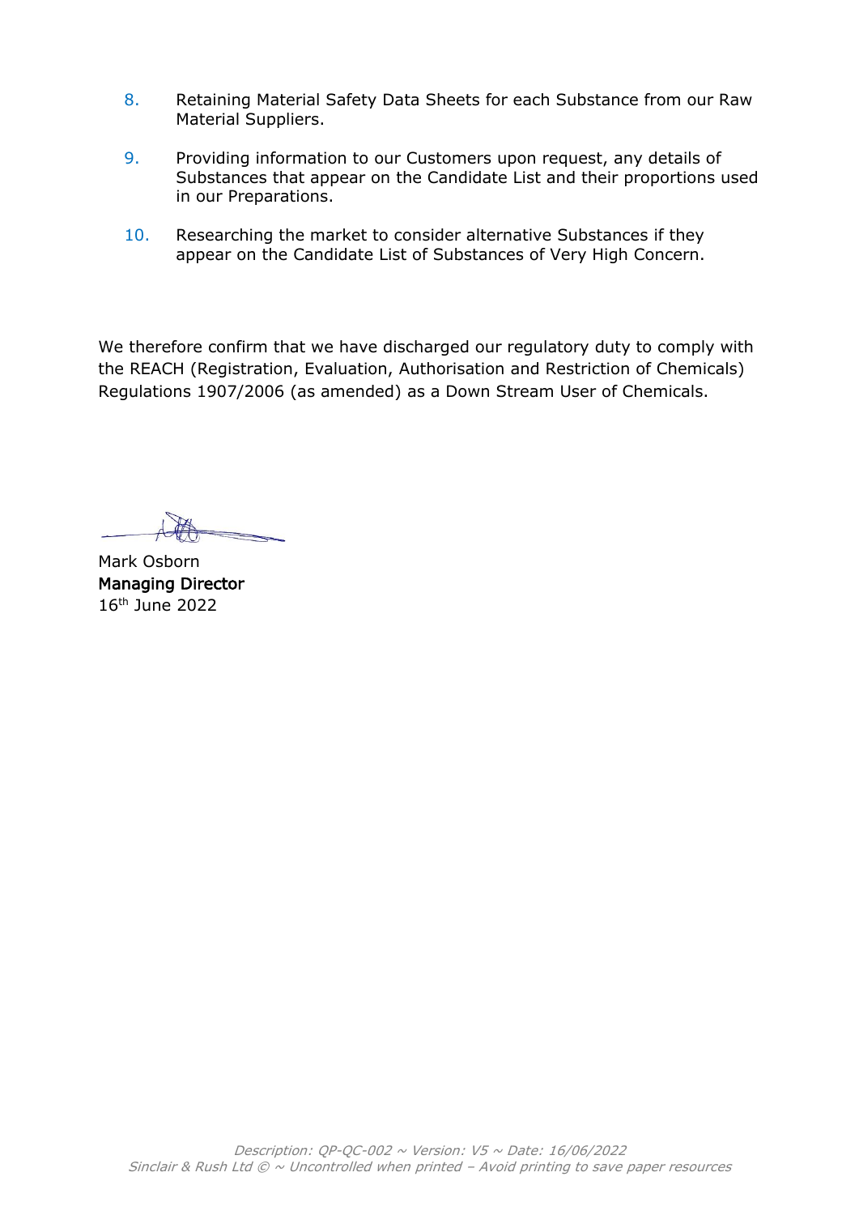8. Retaining Material Safety Data Sheets for each Substance from our Raw Material Suppliers.

9. Providing information to our Customers upon request, any details of Substances that appear on the Candidate List and their proportions used in our Preparations.

10. Researching the market to consider alternative Substances if they appear on the Candidate List of Substances of Very High Concern.

We therefore confirm that we have discharged our regulatory duty to comply with the REACH (Registration, Evaluation, Authorisation and Restriction of Chemicals) Regulations 1907/2006 (as amended) as a Down Stream User of Chemicals.

Mark Osborn
**Managing Director**
16th June 2022